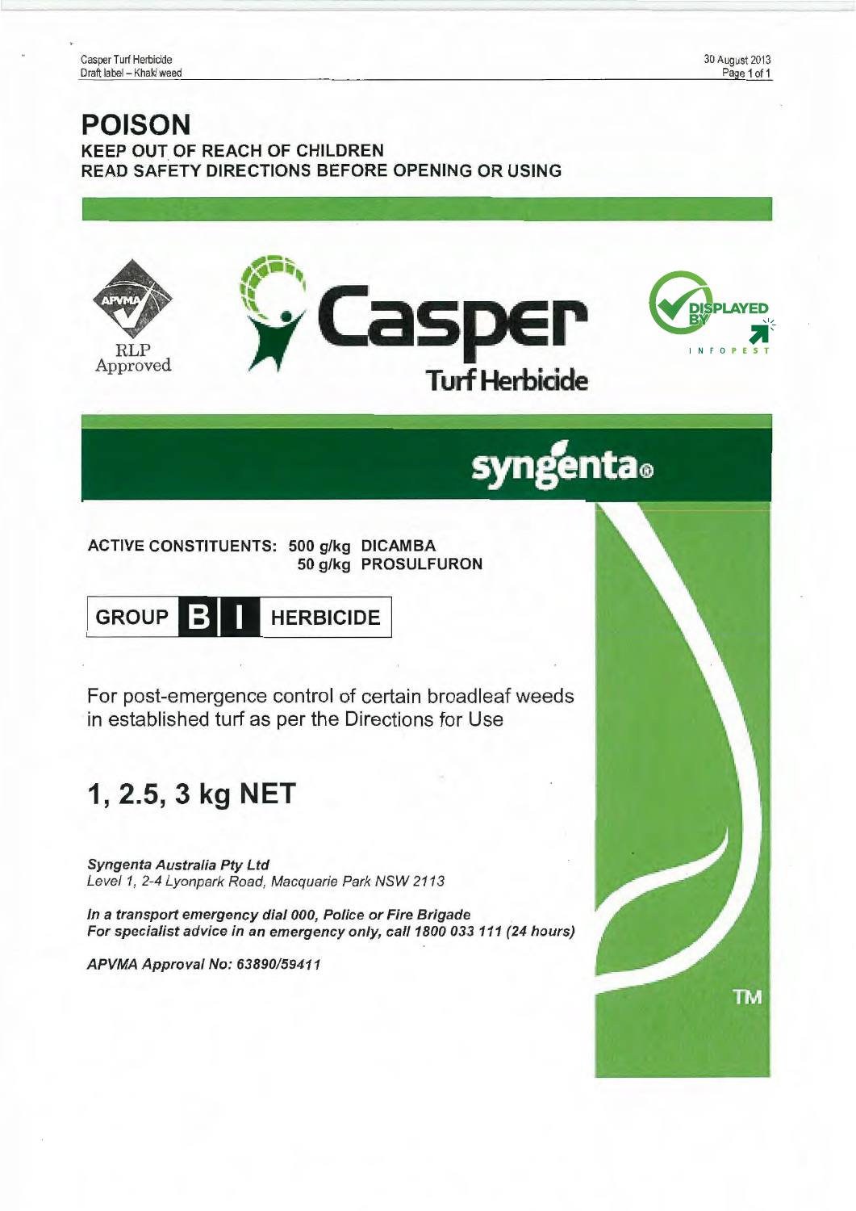# POISON

**KEEP OUT OF REACH OF CHILDREN**
**READ SAFETY DIRECTIONS BEFORE OPENING OR USING**

RLP Approved

# Casper
## Turf Herbicide

syngenta®

**ACTIVE CONSTITUENTS: 500 g/kg DICAMBA**
**50 g/kg PROSULFURON**

| GROUP | B | I | HERBICIDE |
|---|---|---|---|

For post-emergence control of certain broadleaf weeds in established turf as per the Directions for Use

# 1, 2.5, 3 kg NET

***Syngenta Australia Pty Ltd***
*Level 1, 2-4 Lyonpark Road, Macquarie Park NSW 2113*

***In a transport emergency dial 000, Police or Fire Brigade***
***For specialist advice in an emergency only, call 1800 033 111 (24 hours)***

***APVMA Approval No: 63890/59411***

TM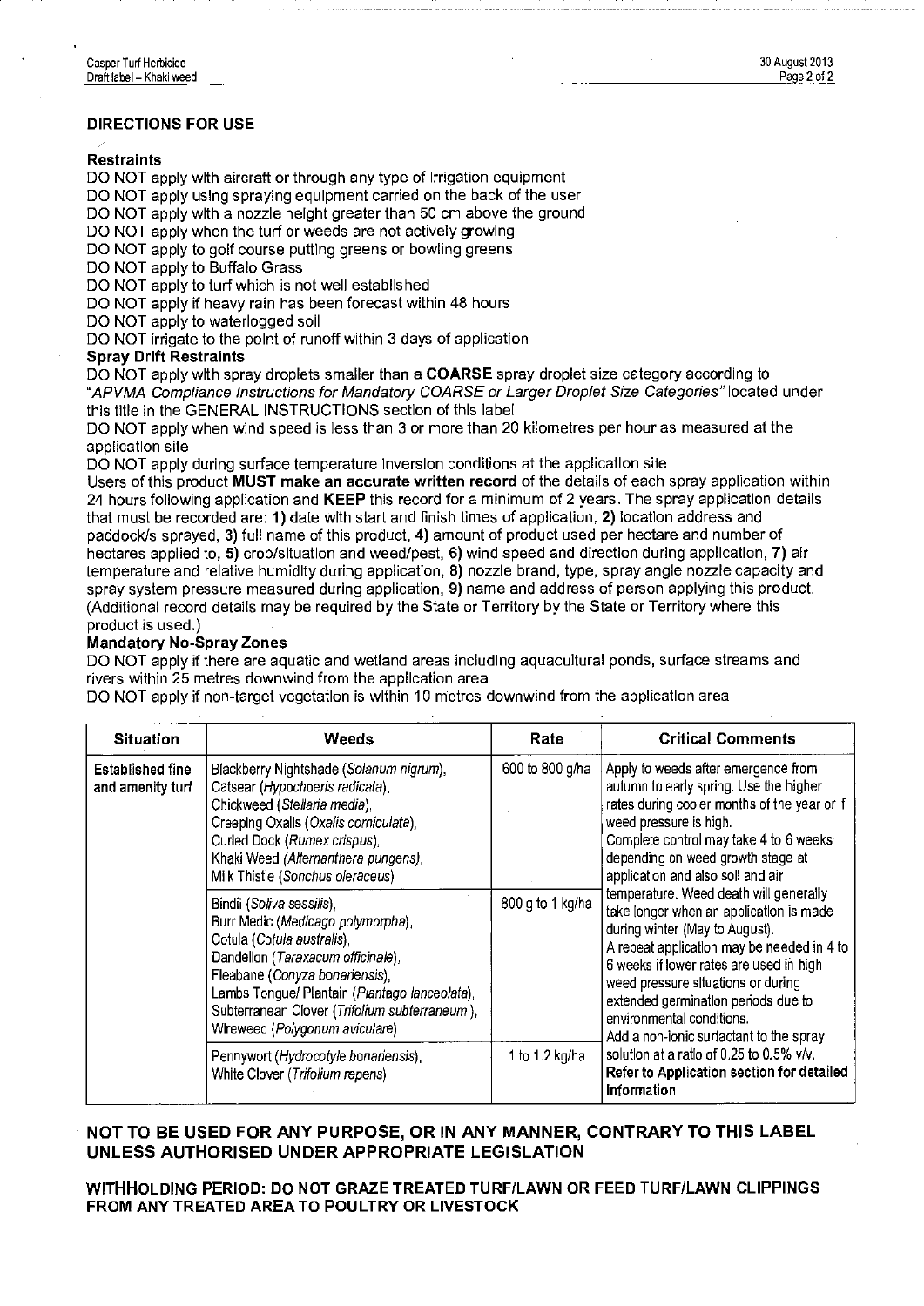## DIRECTIONS FOR USE

### Restraints

DO NOT apply with aircraft or through any type of irrigation equipment
DO NOT apply using spraying equipment carried on the back of the user
DO NOT apply with a nozzle height greater than 50 cm above the ground
DO NOT apply when the turf or weeds are not actively growing
DO NOT apply to golf course putting greens or bowling greens
DO NOT apply to Buffalo Grass
DO NOT apply to turf which is not well established
DO NOT apply if heavy rain has been forecast within 48 hours
DO NOT apply to waterlogged soil
DO NOT irrigate to the point of runoff within 3 days of application

### Spray Drift Restraints

DO NOT apply with spray droplets smaller than a **COARSE** spray droplet size category according to "*APVMA Compliance Instructions for Mandatory COARSE or Larger Droplet Size Categories*" located under this title in the GENERAL INSTRUCTIONS section of this label
DO NOT apply when wind speed is less than 3 or more than 20 kilometres per hour as measured at the application site
DO NOT apply during surface temperature inversion conditions at the application site
Users of this product **MUST make an accurate written record** of the details of each spray application within 24 hours following application and **KEEP** this record for a minimum of 2 years. The spray application details that must be recorded are: **1)** date with start and finish times of application, **2)** location address and paddock/s sprayed, **3)** full name of this product, **4)** amount of product used per hectare and number of hectares applied to, **5)** crop/situation and weed/pest, **6)** wind speed and direction during application, **7)** air temperature and relative humidity during application, **8)** nozzle brand, type, spray angle nozzle capacity and spray system pressure measured during application, **9)** name and address of person applying this product. (Additional record details may be required by the State or Territory by the State or Territory where this product is used.)

### Mandatory No-Spray Zones

DO NOT apply if there are aquatic and wetland areas including aquacultural ponds, surface streams and rivers within 25 metres downwind from the application area
DO NOT apply if non-target vegetation is within 10 metres downwind from the application area

| Situation | Weeds | Rate | Critical Comments |
|---|---|---|---|
| Established fine and amenity turf | Blackberry Nightshade (*Solanum nigrum*), Catsear (*Hypochoeris radicata*), Chickweed (*Stellaria media*), Creeping Oxalis (*Oxalis corniculata*), Curled Dock (*Rumex crispus*), Khaki Weed (*Alternanthera pungens*), Milk Thistle (*Sonchus oleraceus*) | 600 to 800 g/ha | Apply to weeds after emergence from autumn to early spring. Use the higher rates during cooler months of the year or if weed pressure is high. Complete control may take 4 to 6 weeks depending on weed growth stage at application and also soil and air temperature. Weed death will generally take longer when an application is made during winter (May to August). A repeat application may be needed in 4 to 6 weeks if lower rates are used in high weed pressure situations or during extended germination periods due to environmental conditions. Add a non-ionic surfactant to the spray solution at a ratio of 0.25 to 0.5% v/v. **Refer to Application section for detailed information.** |
| | Bindii (*Soliva sessilis*), Burr Medic (*Medicago polymorpha*), Cotula (*Cotula australis*), Dandelion (*Taraxacum officinale*), Fleabane (*Conyza bonariensis*), Lambs Tongue/ Plantain (*Plantago lanceolata*), Subterranean Clover (*Trifolium subterraneum*), Wireweed (*Polygonum aviculare*) | 800 g to 1 kg/ha | |
| | Pennywort (*Hydrocotyle bonariensis*), White Clover (*Trifolium repens*) | 1 to 1.2 kg/ha | |

**NOT TO BE USED FOR ANY PURPOSE, OR IN ANY MANNER, CONTRARY TO THIS LABEL UNLESS AUTHORISED UNDER APPROPRIATE LEGISLATION**

**WITHHOLDING PERIOD: DO NOT GRAZE TREATED TURF/LAWN OR FEED TURF/LAWN CLIPPINGS FROM ANY TREATED AREA TO POULTRY OR LIVESTOCK**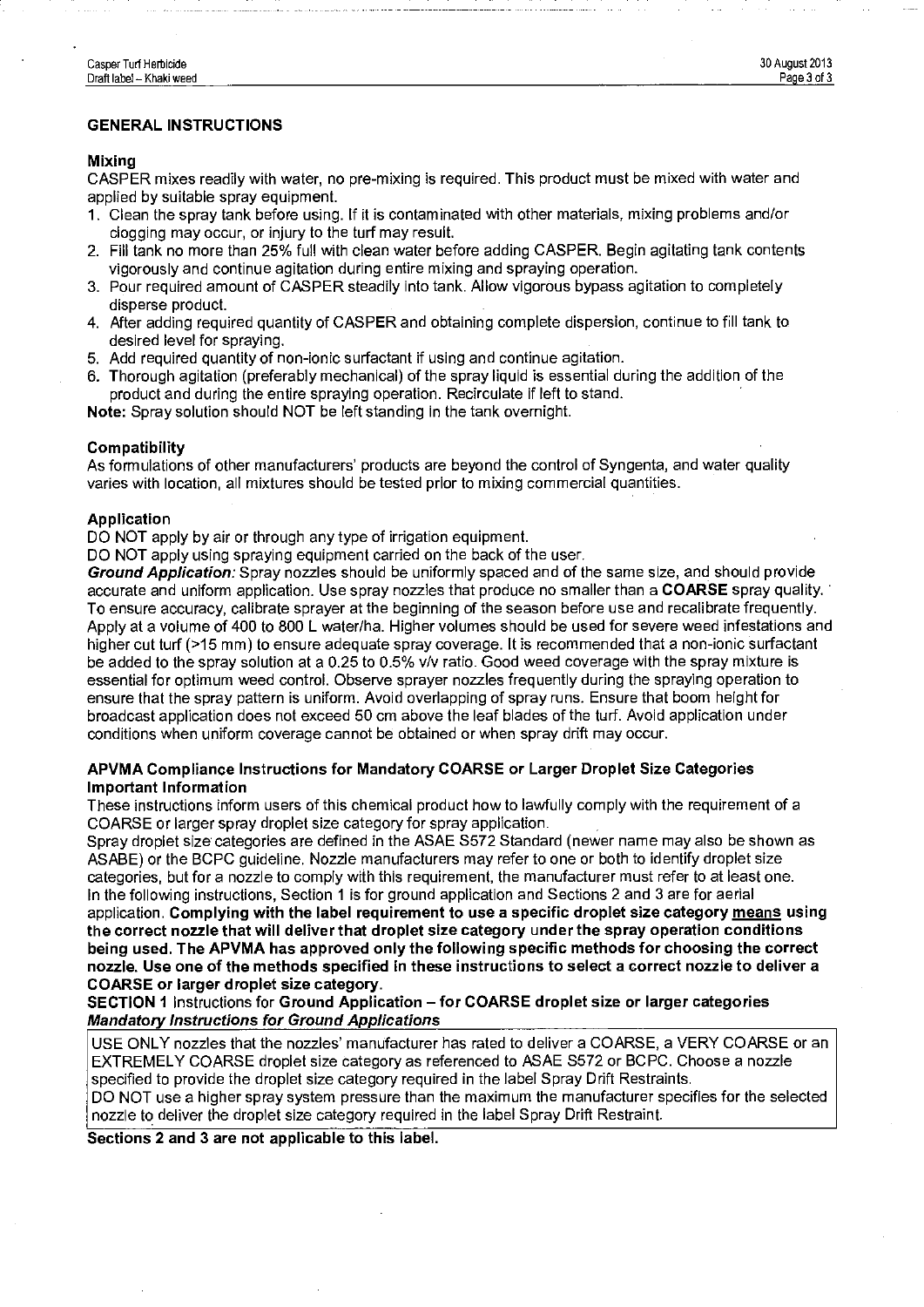## GENERAL INSTRUCTIONS

### Mixing

CASPER mixes readily with water, no pre-mixing is required. This product must be mixed with water and applied by suitable spray equipment.

1. Clean the spray tank before using. If it is contaminated with other materials, mixing problems and/or clogging may occur, or injury to the turf may result.
2. Fill tank no more than 25% full with clean water before adding CASPER. Begin agitating tank contents vigorously and continue agitation during entire mixing and spraying operation.
3. Pour required amount of CASPER steadily into tank. Allow vigorous bypass agitation to completely disperse product.
4. After adding required quantity of CASPER and obtaining complete dispersion, continue to fill tank to desired level for spraying.
5. Add required quantity of non-ionic surfactant if using and continue agitation.
6. Thorough agitation (preferably mechanical) of the spray liquid is essential during the addition of the product and during the entire spraying operation. Recirculate if left to stand.

**Note:** Spray solution should NOT be left standing in the tank overnight.

### Compatibility

As formulations of other manufacturers' products are beyond the control of Syngenta, and water quality varies with location, all mixtures should be tested prior to mixing commercial quantities.

### Application

DO NOT apply by air or through any type of irrigation equipment.

DO NOT apply using spraying equipment carried on the back of the user.

***Ground Application:*** Spray nozzles should be uniformly spaced and of the same size, and should provide accurate and uniform application. Use spray nozzles that produce no smaller than a **COARSE** spray quality. To ensure accuracy, calibrate sprayer at the beginning of the season before use and recalibrate frequently. Apply at a volume of 400 to 800 L water/ha. Higher volumes should be used for severe weed infestations and higher cut turf (>15 mm) to ensure adequate spray coverage. It is recommended that a non-ionic surfactant be added to the spray solution at a 0.25 to 0.5% v/v ratio. Good weed coverage with the spray mixture is essential for optimum weed control. Observe sprayer nozzles frequently during the spraying operation to ensure that the spray pattern is uniform. Avoid overlapping of spray runs. Ensure that boom height for broadcast application does not exceed 50 cm above the leaf blades of the turf. Avoid application under conditions when uniform coverage cannot be obtained or when spray drift may occur.

### APVMA Compliance Instructions for Mandatory COARSE or Larger Droplet Size Categories Important Information

These instructions inform users of this chemical product how to lawfully comply with the requirement of a COARSE or larger spray droplet size category for spray application.

Spray droplet size categories are defined in the ASAE S572 Standard (newer name may also be shown as ASABE) or the BCPC guideline. Nozzle manufacturers may refer to one or both to identify droplet size categories, but for a nozzle to comply with this requirement, the manufacturer must refer to at least one.

In the following instructions, Section 1 is for ground application and Sections 2 and 3 are for aerial application. **Complying with the label requirement to use a specific droplet size category means using the correct nozzle that will deliver that droplet size category under the spray operation conditions being used. The APVMA has approved only the following specific methods for choosing the correct nozzle. Use one of the methods specified in these instructions to select a correct nozzle to deliver a COARSE or larger droplet size category.**

**SECTION 1** Instructions for **Ground Application – for COARSE droplet size or larger categories**

***Mandatory Instructions for Ground Applications***

USE ONLY nozzles that the nozzles' manufacturer has rated to deliver a COARSE, a VERY COARSE or an EXTREMELY COARSE droplet size category as referenced to ASAE S572 or BCPC. Choose a nozzle specified to provide the droplet size category required in the label Spray Drift Restraints.

DO NOT use a higher spray system pressure than the maximum the manufacturer specifies for the selected nozzle to deliver the droplet size category required in the label Spray Drift Restraint.

**Sections 2 and 3 are not applicable to this label.**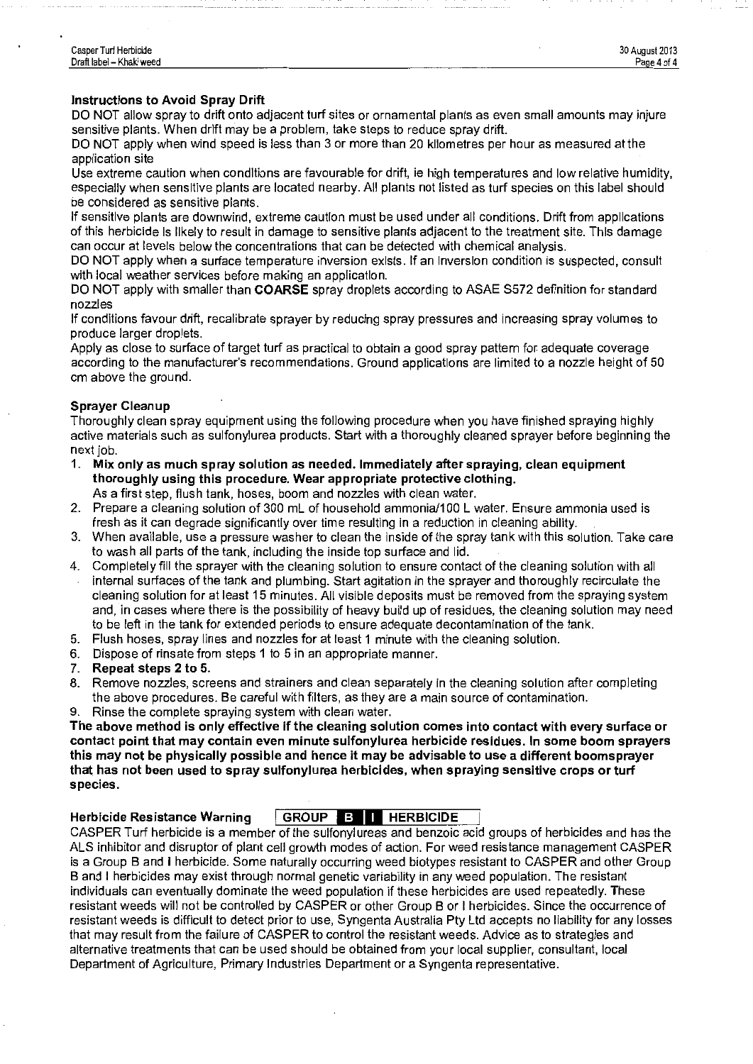### Instructions to Avoid Spray Drift

DO NOT allow spray to drift onto adjacent turf sites or ornamental plants as even small amounts may injure sensitive plants. When drift may be a problem, take steps to reduce spray drift.

DO NOT apply when wind speed is less than 3 or more than 20 kilometres per hour as measured at the application site

Use extreme caution when conditions are favourable for drift, ie high temperatures and low relative humidity, especially when sensitive plants are located nearby. All plants not listed as turf species on this label should be considered as sensitive plants.

If sensitive plants are downwind, extreme caution must be used under all conditions. Drift from applications of this herbicide is likely to result in damage to sensitive plants adjacent to the treatment site. This damage can occur at levels below the concentrations that can be detected with chemical analysis.

DO NOT apply when a surface temperature inversion exists. If an inversion condition is suspected, consult with local weather services before making an application.

DO NOT apply with smaller than **COARSE** spray droplets according to ASAE S572 definition for standard nozzles

If conditions favour drift, recalibrate sprayer by reducing spray pressures and increasing spray volumes to produce larger droplets.

Apply as close to surface of target turf as practical to obtain a good spray pattern for adequate coverage according to the manufacturer's recommendations. Ground applications are limited to a nozzle height of 50 cm above the ground.

### Sprayer Cleanup

Thoroughly clean spray equipment using the following procedure when you have finished spraying highly active materials such as sulfonylurea products. Start with a thoroughly cleaned sprayer before beginning the next job.

1. **Mix only as much spray solution as needed. Immediately after spraying, clean equipment thoroughly using this procedure. Wear appropriate protective clothing.** As a first step, flush tank, hoses, boom and nozzles with clean water.
2. Prepare a cleaning solution of 300 mL of household ammonia/100 L water. Ensure ammonia used is fresh as it can degrade significantly over time resulting in a reduction in cleaning ability.
3. When available, use a pressure washer to clean the inside of the spray tank with this solution. Take care to wash all parts of the tank, including the inside top surface and lid.
4. Completely fill the sprayer with the cleaning solution to ensure contact of the cleaning solution with all internal surfaces of the tank and plumbing. Start agitation in the sprayer and thoroughly recirculate the cleaning solution for at least 15 minutes. All visible deposits must be removed from the spraying system and, in cases where there is the possibility of heavy build up of residues, the cleaning solution may need to be left in the tank for extended periods to ensure adequate decontamination of the tank.
5. Flush hoses, spray lines and nozzles for at least 1 minute with the cleaning solution.
6. Dispose of rinsate from steps 1 to 5 in an appropriate manner.
7. **Repeat steps 2 to 5.**
8. Remove nozzles, screens and strainers and clean separately in the cleaning solution after completing the above procedures. Be careful with filters, as they are a main source of contamination.
9. Rinse the complete spraying system with clean water.

**The above method is only effective if the cleaning solution comes into contact with every surface or contact point that may contain even minute sulfonylurea herbicide residues. In some boom sprayers this may not be physically possible and hence it may be advisable to use a different boomsprayer that has not been used to spray sulfonylurea herbicides, when spraying sensitive crops or turf species.**

### Herbicide Resistance Warning — GROUP B I HERBICIDE

CASPER Turf herbicide is a member of the sulfonylureas and benzoic acid groups of herbicides and has the ALS inhibitor and disruptor of plant cell growth modes of action. For weed resistance management CASPER is a Group B and I herbicide. Some naturally occurring weed biotypes resistant to CASPER and other Group B and I herbicides may exist through normal genetic variability in any weed population. The resistant individuals can eventually dominate the weed population if these herbicides are used repeatedly. These resistant weeds will not be controlled by CASPER or other Group B or I herbicides. Since the occurrence of resistant weeds is difficult to detect prior to use, Syngenta Australia Pty Ltd accepts no liability for any losses that may result from the failure of CASPER to control the resistant weeds. Advice as to strategies and alternative treatments that can be used should be obtained from your local supplier, consultant, local Department of Agriculture, Primary Industries Department or a Syngenta representative.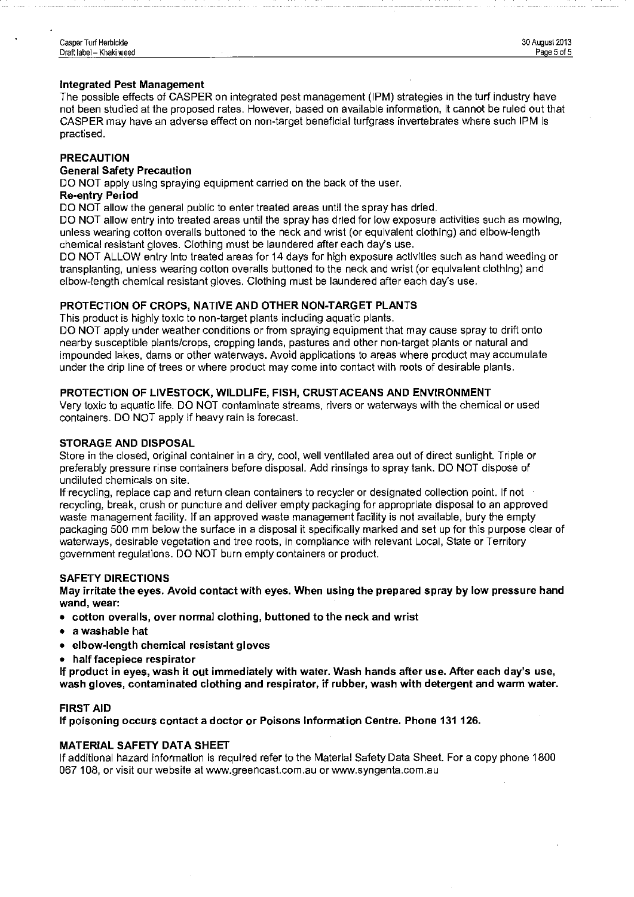### Integrated Pest Management

The possible effects of CASPER on integrated pest management (IPM) strategies in the turf industry have not been studied at the proposed rates. However, based on available information, it cannot be ruled out that CASPER may have an adverse effect on non-target beneficial turfgrass invertebrates where such IPM is practised.

## PRECAUTION

### General Safety Precaution

DO NOT apply using spraying equipment carried on the back of the user.

### Re-entry Period

DO NOT allow the general public to enter treated areas until the spray has dried.

DO NOT allow entry into treated areas until the spray has dried for low exposure activities such as mowing, unless wearing cotton overalls buttoned to the neck and wrist (or equivalent clothing) and elbow-length chemical resistant gloves. Clothing must be laundered after each day's use.

DO NOT ALLOW entry into treated areas for 14 days for high exposure activities such as hand weeding or transplanting, unless wearing cotton overalls buttoned to the neck and wrist (or equivalent clothing) and elbow-length chemical resistant gloves. Clothing must be laundered after each day's use.

## PROTECTION OF CROPS, NATIVE AND OTHER NON-TARGET PLANTS

This product is highly toxic to non-target plants including aquatic plants.

DO NOT apply under weather conditions or from spraying equipment that may cause spray to drift onto nearby susceptible plants/crops, cropping lands, pastures and other non-target plants or natural and impounded lakes, dams or other waterways. Avoid applications to areas where product may accumulate under the drip line of trees or where product may come into contact with roots of desirable plants.

## PROTECTION OF LIVESTOCK, WILDLIFE, FISH, CRUSTACEANS AND ENVIRONMENT

Very toxic to aquatic life. DO NOT contaminate streams, rivers or waterways with the chemical or used containers. DO NOT apply if heavy rain is forecast.

## STORAGE AND DISPOSAL

Store in the closed, original container in a dry, cool, well ventilated area out of direct sunlight. Triple or preferably pressure rinse containers before disposal. Add rinsings to spray tank. DO NOT dispose of undiluted chemicals on site.

If recycling, replace cap and return clean containers to recycler or designated collection point. If not recycling, break, crush or puncture and deliver empty packaging for appropriate disposal to an approved waste management facility. If an approved waste management facility is not available, bury the empty packaging 500 mm below the surface in a disposal it specifically marked and set up for this purpose clear of waterways, desirable vegetation and tree roots, in compliance with relevant Local, State or Territory government regulations. DO NOT burn empty containers or product.

## SAFETY DIRECTIONS

**May irritate the eyes. Avoid contact with eyes. When using the prepared spray by low pressure hand wand, wear:**

- **cotton overalls, over normal clothing, buttoned to the neck and wrist**
- **a washable hat**
- **elbow-length chemical resistant gloves**
- **half facepiece respirator**

**If product in eyes, wash it out immediately with water. Wash hands after use. After each day's use, wash gloves, contaminated clothing and respirator, if rubber, wash with detergent and warm water.**

## FIRST AID

**If poisoning occurs contact a doctor or Poisons Information Centre. Phone 131 126.**

## MATERIAL SAFETY DATA SHEET

If additional hazard information is required refer to the Material Safety Data Sheet. For a copy phone 1800 067 108, or visit our website at www.greencast.com.au or www.syngenta.com.au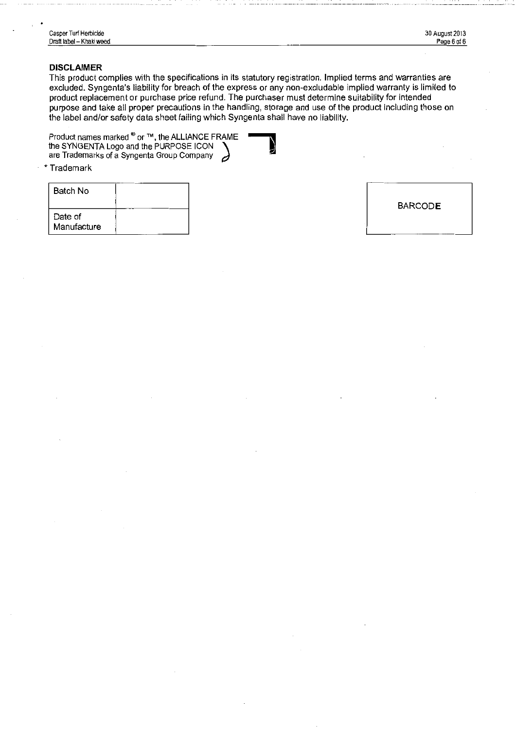## DISCLAIMER

This product complies with the specifications in its statutory registration. Implied terms and warranties are excluded. Syngenta's liability for breach of the express or any non-excludable implied warranty is limited to product replacement or purchase price refund. The purchaser must determine suitability for intended purpose and take all proper precautions in the handling, storage and use of the product including those on the label and/or safety data sheet failing which Syngenta shall have no liability.

Product names marked ® or ™, the ALLIANCE FRAME the SYNGENTA Logo and the PURPOSE ICON are Trademarks of a Syngenta Group Company

* Trademark

| | |
|---|---|
| Batch No | |
| Date of Manufacture | |

BARCODE